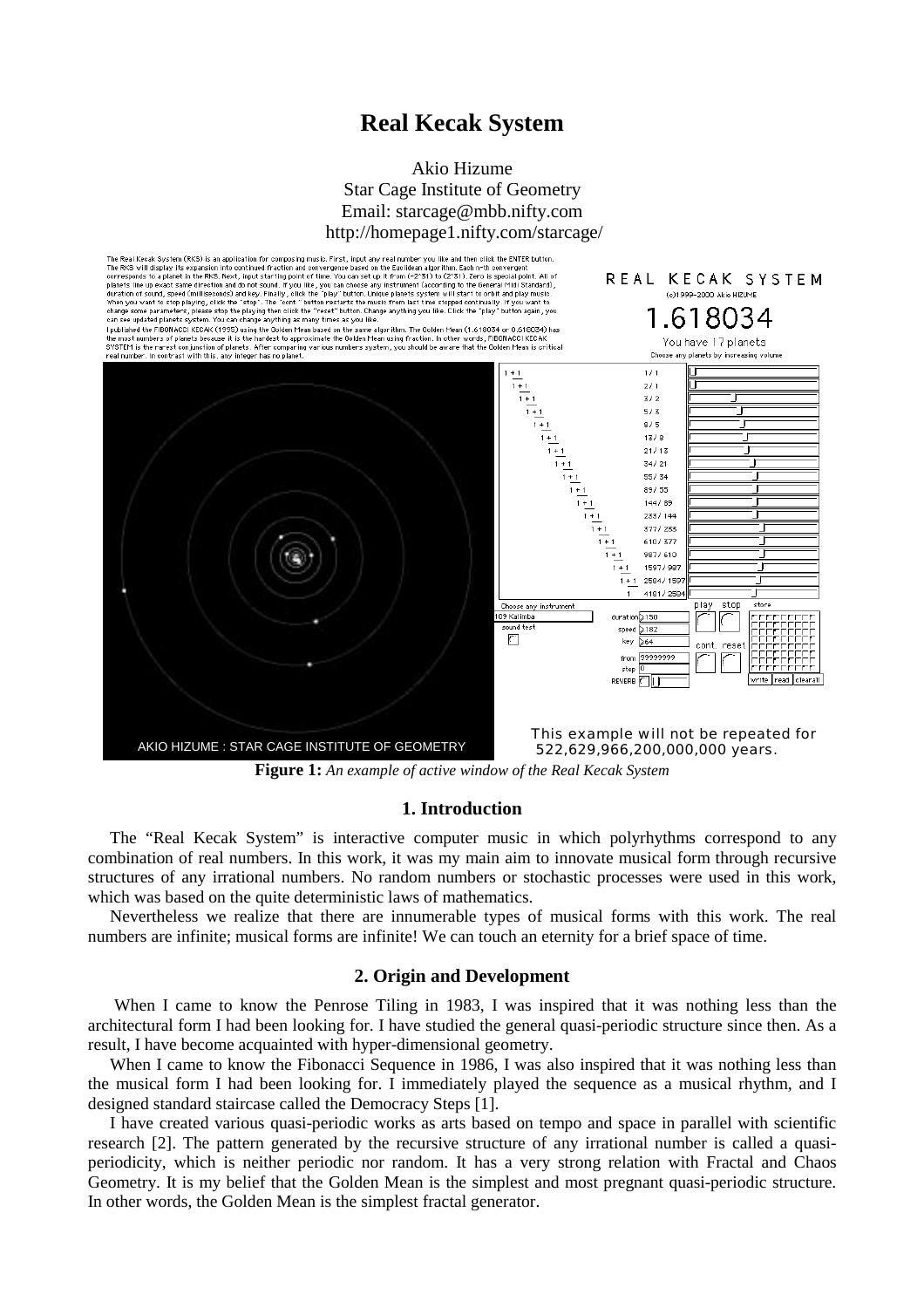# Real Kecak System

Akio Hizume
Star Cage Institute of Geometry
Email: starcage@mbb.nifty.com
http://homepage1.nifty.com/starcage/

**Figure 1:** *An example of active window of the Real Kecak System*

## 1. Introduction

The "Real Kecak System" is interactive computer music in which polyrhythms correspond to any combination of real numbers. In this work, it was my main aim to innovate musical form through recursive structures of any irrational numbers. No random numbers or stochastic processes were used in this work, which was based on the quite deterministic laws of mathematics.

Nevertheless we realize that there are innumerable types of musical forms with this work. The real numbers are infinite; musical forms are infinite! We can touch an eternity for a brief space of time.

## 2. Origin and Development

When I came to know the Penrose Tiling in 1983, I was inspired that it was nothing less than the architectural form I had been looking for. I have studied the general quasi-periodic structure since then. As a result, I have become acquainted with hyper-dimensional geometry.

When I came to know the Fibonacci Sequence in 1986, I was also inspired that it was nothing less than the musical form I had been looking for. I immediately played the sequence as a musical rhythm, and I designed standard staircase called the Democracy Steps [1].

I have created various quasi-periodic works as arts based on tempo and space in parallel with scientific research [2]. The pattern generated by the recursive structure of any irrational number is called a quasi-periodicity, which is neither periodic nor random. It has a very strong relation with Fractal and Chaos Geometry. It is my belief that the Golden Mean is the simplest and most pregnant quasi-periodic structure. In other words, the Golden Mean is the simplest fractal generator.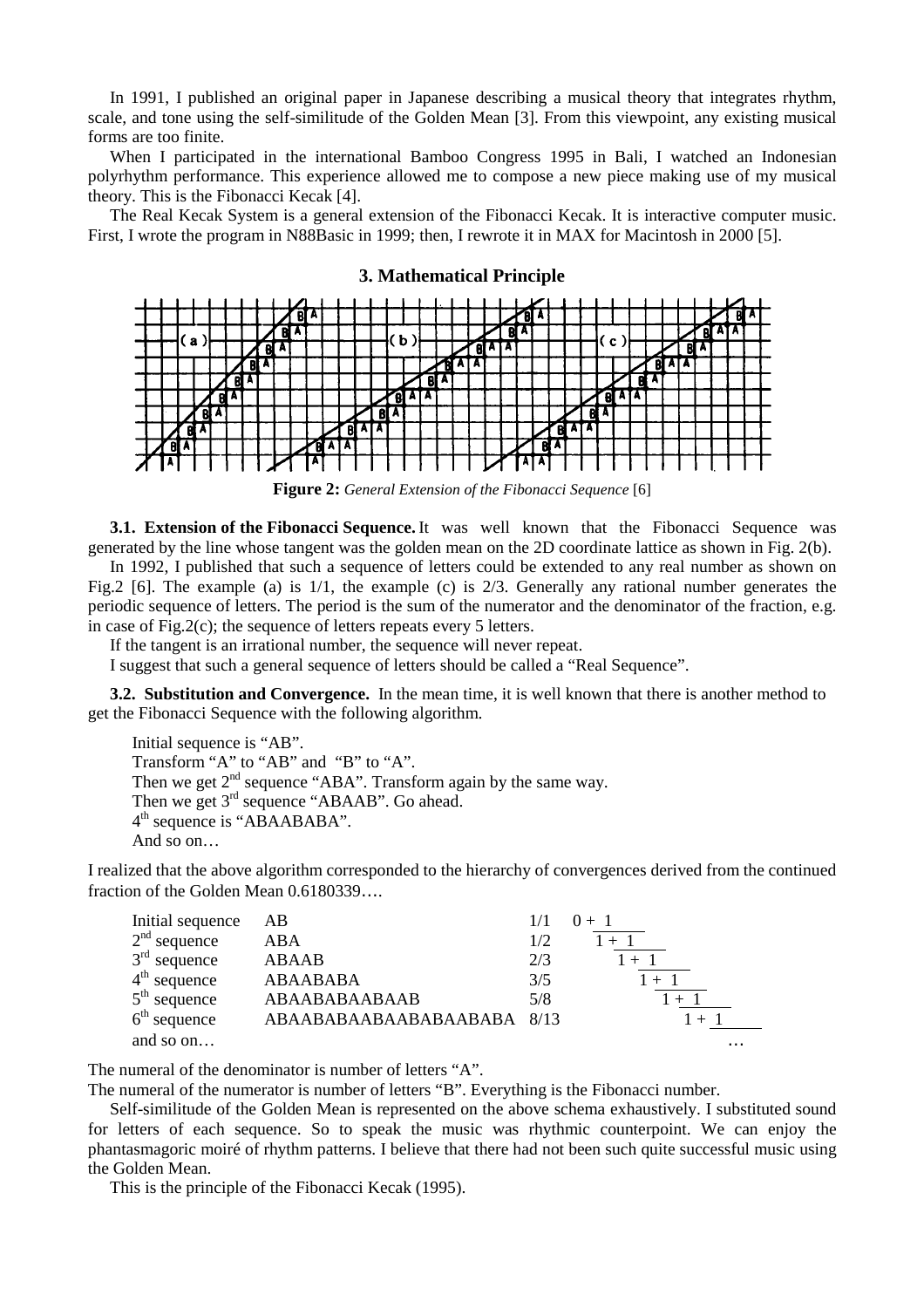In 1991, I published an original paper in Japanese describing a musical theory that integrates rhythm, scale, and tone using the self-similitude of the Golden Mean [3]. From this viewpoint, any existing musical forms are too finite.

When I participated in the international Bamboo Congress 1995 in Bali, I watched an Indonesian polyrhythm performance. This experience allowed me to compose a new piece making use of my musical theory. This is the Fibonacci Kecak [4].

The Real Kecak System is a general extension of the Fibonacci Kecak. It is interactive computer music. First, I wrote the program in N88Basic in 1999; then, I rewrote it in MAX for Macintosh in 2000 [5].

## 3. Mathematical Principle

**Figure 2:** *General Extension of the Fibonacci Sequence* [6]

**3.1. Extension of the Fibonacci Sequence.** It was well known that the Fibonacci Sequence was generated by the line whose tangent was the golden mean on the 2D coordinate lattice as shown in Fig. 2(b).

In 1992, I published that such a sequence of letters could be extended to any real number as shown on Fig.2 [6]. The example (a) is 1/1, the example (c) is 2/3. Generally any rational number generates the periodic sequence of letters. The period is the sum of the numerator and the denominator of the fraction, e.g. in case of Fig.2(c); the sequence of letters repeats every 5 letters.

If the tangent is an irrational number, the sequence will never repeat.

I suggest that such a general sequence of letters should be called a "Real Sequence".

**3.2. Substitution and Convergence.** In the mean time, it is well known that there is another method to get the Fibonacci Sequence with the following algorithm.

Initial sequence is "AB".
Transform "A" to "AB" and "B" to "A".
Then we get 2nd sequence "ABA". Transform again by the same way.
Then we get 3rd sequence "ABAAB". Go ahead.
4th sequence is "ABAABABA".
And so on…

I realized that the above algorithm corresponded to the hierarchy of convergences derived from the continued fraction of the Golden Mean 0.6180339….

| | | | |
|---|---|---|---|
| Initial sequence | AB | 1/1 | $0 + \frac{1}{\ }$ |
| 2nd sequence | ABA | 1/2 | $1 + \frac{1}{\ }$ |
| 3rd sequence | ABAAB | 2/3 | $1 + \frac{1}{\ }$ |
| 4th sequence | ABAABABA | 3/5 | $1 + \frac{1}{\ }$ |
| 5th sequence | ABAABABAABAAB | 5/8 | $1 + \frac{1}{\ }$ |
| 6th sequence | ABAABABAABAABABAABABA | 8/13 | $1 + \frac{1}{\ }$ |
| and so on… | | | … |

The numeral of the denominator is number of letters "A".

The numeral of the numerator is number of letters "B". Everything is the Fibonacci number.

Self-similitude of the Golden Mean is represented on the above schema exhaustively. I substituted sound for letters of each sequence. So to speak the music was rhythmic counterpoint. We can enjoy the phantasmagoric moiré of rhythm patterns. I believe that there had not been such quite successful music using the Golden Mean.

This is the principle of the Fibonacci Kecak (1995).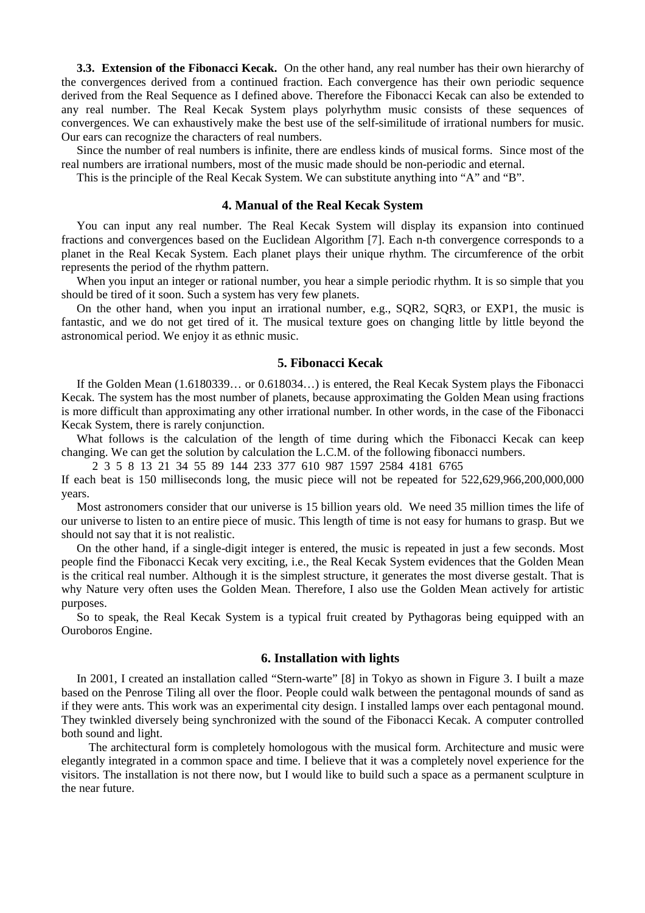**3.3. Extension of the Fibonacci Kecak.** On the other hand, any real number has their own hierarchy of the convergences derived from a continued fraction. Each convergence has their own periodic sequence derived from the Real Sequence as I defined above. Therefore the Fibonacci Kecak can also be extended to any real number. The Real Kecak System plays polyrhythm music consists of these sequences of convergences. We can exhaustively make the best use of the self-similitude of irrational numbers for music. Our ears can recognize the characters of real numbers.

Since the number of real numbers is infinite, there are endless kinds of musical forms. Since most of the real numbers are irrational numbers, most of the music made should be non-periodic and eternal.

This is the principle of the Real Kecak System. We can substitute anything into "A" and "B".

## 4. Manual of the Real Kecak System

You can input any real number. The Real Kecak System will display its expansion into continued fractions and convergences based on the Euclidean Algorithm [7]. Each n-th convergence corresponds to a planet in the Real Kecak System. Each planet plays their unique rhythm. The circumference of the orbit represents the period of the rhythm pattern.

When you input an integer or rational number, you hear a simple periodic rhythm. It is so simple that you should be tired of it soon. Such a system has very few planets.

On the other hand, when you input an irrational number, e.g., SQR2, SQR3, or EXP1, the music is fantastic, and we do not get tired of it. The musical texture goes on changing little by little beyond the astronomical period. We enjoy it as ethnic music.

## 5. Fibonacci Kecak

If the Golden Mean (1.6180339… or 0.618034…) is entered, the Real Kecak System plays the Fibonacci Kecak. The system has the most number of planets, because approximating the Golden Mean using fractions is more difficult than approximating any other irrational number. In other words, in the case of the Fibonacci Kecak System, there is rarely conjunction.

What follows is the calculation of the length of time during which the Fibonacci Kecak can keep changing. We can get the solution by calculation the L.C.M. of the following fibonacci numbers.

2 3 5 8 13 21 34 55 89 144 233 377 610 987 1597 2584 4181 6765

If each beat is 150 milliseconds long, the music piece will not be repeated for 522,629,966,200,000,000 years.

Most astronomers consider that our universe is 15 billion years old. We need 35 million times the life of our universe to listen to an entire piece of music. This length of time is not easy for humans to grasp. But we should not say that it is not realistic.

On the other hand, if a single-digit integer is entered, the music is repeated in just a few seconds. Most people find the Fibonacci Kecak very exciting, i.e., the Real Kecak System evidences that the Golden Mean is the critical real number. Although it is the simplest structure, it generates the most diverse gestalt. That is why Nature very often uses the Golden Mean. Therefore, I also use the Golden Mean actively for artistic purposes.

So to speak, the Real Kecak System is a typical fruit created by Pythagoras being equipped with an Ouroboros Engine.

## 6. Installation with lights

In 2001, I created an installation called "Stern-warte" [8] in Tokyo as shown in Figure 3. I built a maze based on the Penrose Tiling all over the floor. People could walk between the pentagonal mounds of sand as if they were ants. This work was an experimental city design. I installed lamps over each pentagonal mound. They twinkled diversely being synchronized with the sound of the Fibonacci Kecak. A computer controlled both sound and light.

The architectural form is completely homologous with the musical form. Architecture and music were elegantly integrated in a common space and time. I believe that it was a completely novel experience for the visitors. The installation is not there now, but I would like to build such a space as a permanent sculpture in the near future.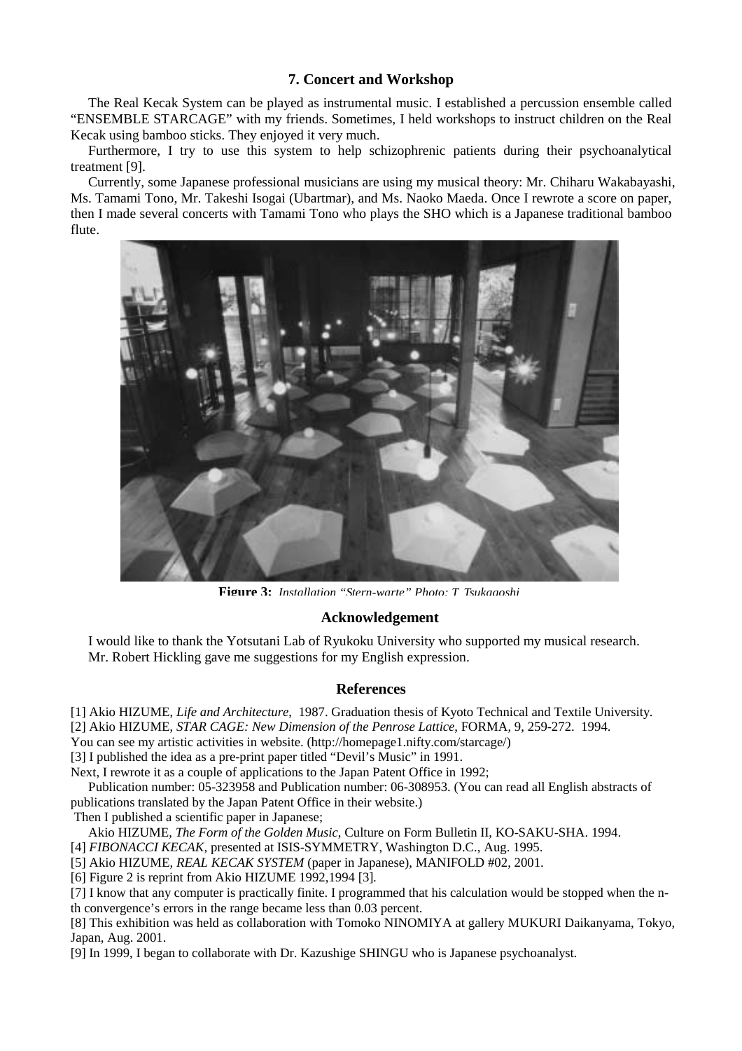## 7. Concert and Workshop

The Real Kecak System can be played as instrumental music. I established a percussion ensemble called "ENSEMBLE STARCAGE" with my friends. Sometimes, I held workshops to instruct children on the Real Kecak using bamboo sticks. They enjoyed it very much.

Furthermore, I try to use this system to help schizophrenic patients during their psychoanalytical treatment [9].

Currently, some Japanese professional musicians are using my musical theory: Mr. Chiharu Wakabayashi, Ms. Tamami Tono, Mr. Takeshi Isogai (Ubartmar), and Ms. Naoko Maeda. Once I rewrote a score on paper, then I made several concerts with Tamami Tono who plays the SHO which is a Japanese traditional bamboo flute.

**Figure 3:** *Installation "Stern-warte" Photo: T. Tsukagoshi*

## Acknowledgement

I would like to thank the Yotsutani Lab of Ryukoku University who supported my musical research.
Mr. Robert Hickling gave me suggestions for my English expression.

## References

[1] Akio HIZUME, *Life and Architecture*, 1987. Graduation thesis of Kyoto Technical and Textile University.

[2] Akio HIZUME, *STAR CAGE: New Dimension of the Penrose Lattice*, FORMA, 9, 259-272. 1994.
You can see my artistic activities in website. (http://homepage1.nifty.com/starcage/)

[3] I published the idea as a pre-print paper titled "Devil's Music" in 1991.
Next, I rewrote it as a couple of applications to the Japan Patent Office in 1992;
Publication number: 05-323958 and Publication number: 06-308953. (You can read all English abstracts of publications translated by the Japan Patent Office in their website.)
Then I published a scientific paper in Japanese;
Akio HIZUME, *The Form of the Golden Music*, Culture on Form Bulletin II, KO-SAKU-SHA. 1994.

[4] *FIBONACCI KECAK*, presented at ISIS-SYMMETRY, Washington D.C., Aug. 1995.

[5] Akio HIZUME, *REAL KECAK SYSTEM* (paper in Japanese), MANIFOLD #02, 2001.

[6] Figure 2 is reprint from Akio HIZUME 1992,1994 [3].

[7] I know that any computer is practically finite. I programmed that his calculation would be stopped when the n-th convergence's errors in the range became less than 0.03 percent.

[8] This exhibition was held as collaboration with Tomoko NINOMIYA at gallery MUKURI Daikanyama, Tokyo, Japan, Aug. 2001.

[9] In 1999, I began to collaborate with Dr. Kazushige SHINGU who is Japanese psychoanalyst.